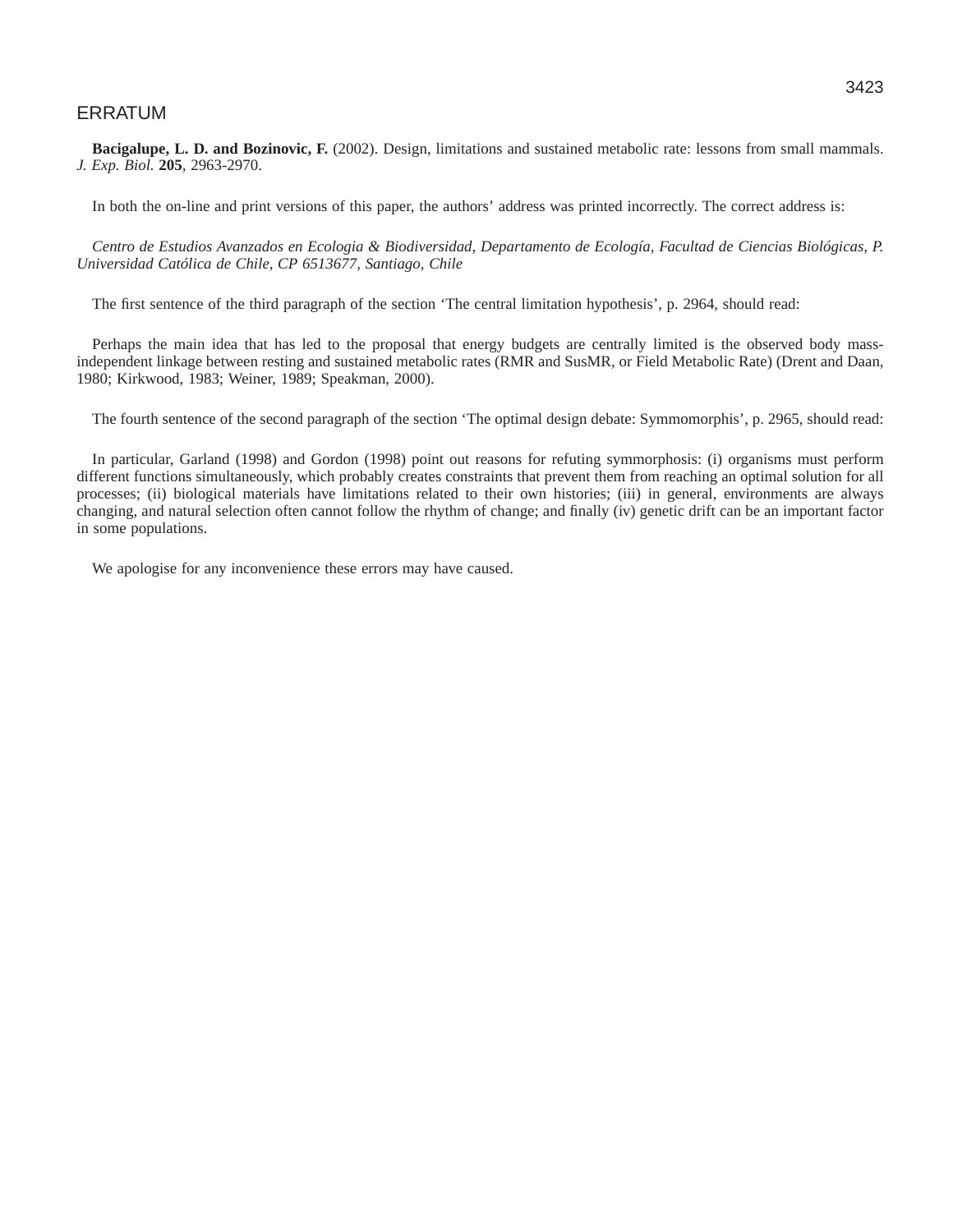# ERRATUM

**Bacigalupe, L. D. and Bozinovic, F.** (2002). Design, limitations and sustained metabolic rate: lessons from small mammals. *J. Exp. Biol.* **205**, 2963-2970.

In both the on-line and print versions of this paper, the authors' address was printed incorrectly. The correct address is:

*Centro de Estudios Avanzados en Ecologia & Biodiversidad, Departamento de Ecología, Facultad de Ciencias Biológicas, P. Universidad Católica de Chile, CP 6513677, Santiago, Chile*

The first sentence of the third paragraph of the section 'The central limitation hypothesis', p. 2964, should read:

Perhaps the main idea that has led to the proposal that energy budgets are centrally limited is the observed body mass-independent linkage between resting and sustained metabolic rates (RMR and SusMR, or Field Metabolic Rate) (Drent and Daan, 1980; Kirkwood, 1983; Weiner, 1989; Speakman, 2000).

The fourth sentence of the second paragraph of the section 'The optimal design debate: Symmomorphis', p. 2965, should read:

In particular, Garland (1998) and Gordon (1998) point out reasons for refuting symmorphosis: (i) organisms must perform different functions simultaneously, which probably creates constraints that prevent them from reaching an optimal solution for all processes; (ii) biological materials have limitations related to their own histories; (iii) in general, environments are always changing, and natural selection often cannot follow the rhythm of change; and finally (iv) genetic drift can be an important factor in some populations.

We apologise for any inconvenience these errors may have caused.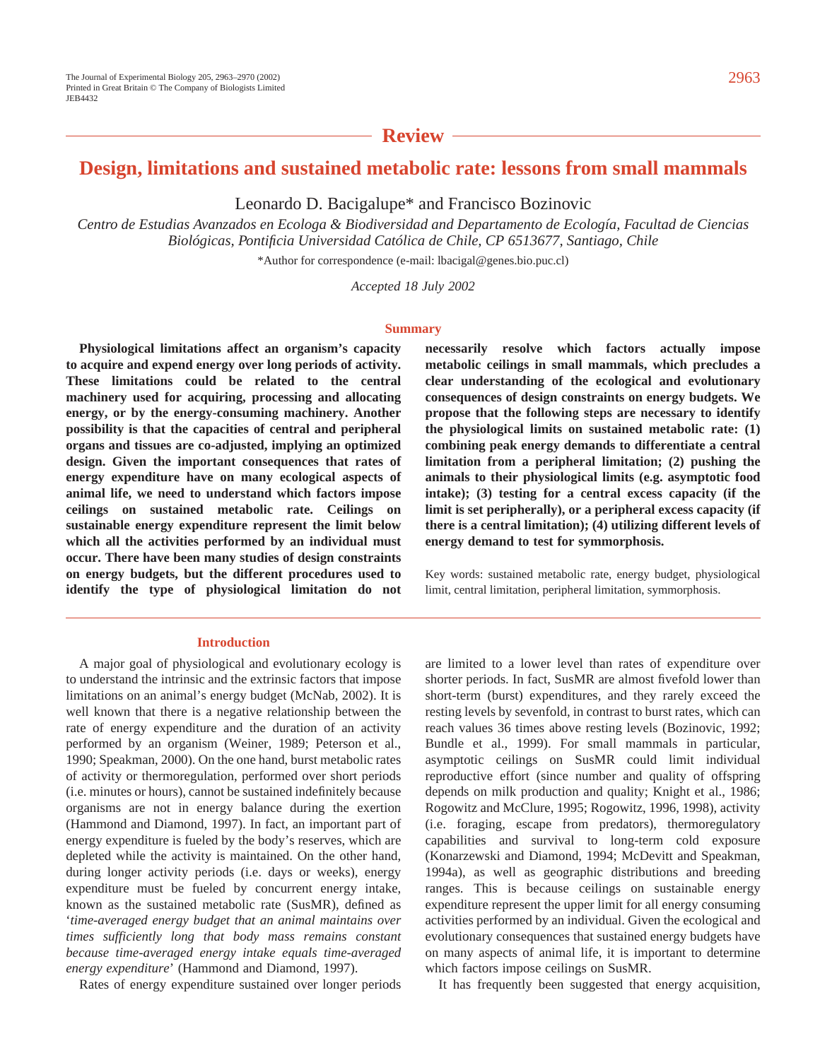## Review

# Design, limitations and sustained metabolic rate: lessons from small mammals

Leonardo D. Bacigalupe* and Francisco Bozinovic

*Centro de Estudios Avanzados en Ecologa & Biodiversidad and Departamento de Ecología, Facultad de Ciencias Biológicas, Pontificia Universidad Católica de Chile, CP 6513677, Santiago, Chile*

*Author for correspondence (e-mail: lbacigal@genes.bio.puc.cl)

*Accepted 18 July 2002*

## Summary

**Physiological limitations affect an organism's capacity to acquire and expend energy over long periods of activity. These limitations could be related to the central machinery used for acquiring, processing and allocating energy, or by the energy-consuming machinery. Another possibility is that the capacities of central and peripheral organs and tissues are co-adjusted, implying an optimized design. Given the important consequences that rates of energy expenditure have on many ecological aspects of animal life, we need to understand which factors impose ceilings on sustained metabolic rate. Ceilings on sustainable energy expenditure represent the limit below which all the activities performed by an individual must occur. There have been many studies of design constraints on energy budgets, but the different procedures used to identify the type of physiological limitation do not necessarily resolve which factors actually impose metabolic ceilings in small mammals, which precludes a clear understanding of the ecological and evolutionary consequences of design constraints on energy budgets. We propose that the following steps are necessary to identify the physiological limits on sustained metabolic rate: (1) combining peak energy demands to differentiate a central limitation from a peripheral limitation; (2) pushing the animals to their physiological limits (e.g. asymptotic food intake); (3) testing for a central excess capacity (if the limit is set peripherally), or a peripheral excess capacity (if there is a central limitation); (4) utilizing different levels of energy demand to test for symmorphosis.**

Key words: sustained metabolic rate, energy budget, physiological limit, central limitation, peripheral limitation, symmorphosis.

## Introduction

A major goal of physiological and evolutionary ecology is to understand the intrinsic and the extrinsic factors that impose limitations on an animal's energy budget (McNab, 2002). It is well known that there is a negative relationship between the rate of energy expenditure and the duration of an activity performed by an organism (Weiner, 1989; Peterson et al., 1990; Speakman, 2000). On the one hand, burst metabolic rates of activity or thermoregulation, performed over short periods (i.e. minutes or hours), cannot be sustained indefinitely because organisms are not in energy balance during the exertion (Hammond and Diamond, 1997). In fact, an important part of energy expenditure is fueled by the body's reserves, which are depleted while the activity is maintained. On the other hand, during longer activity periods (i.e. days or weeks), energy expenditure must be fueled by concurrent energy intake, known as the sustained metabolic rate (SusMR), defined as '*time-averaged energy budget that an animal maintains over times sufficiently long that body mass remains constant because time-averaged energy intake equals time-averaged energy expenditure*' (Hammond and Diamond, 1997).

Rates of energy expenditure sustained over longer periods are limited to a lower level than rates of expenditure over shorter periods. In fact, SusMR are almost fivefold lower than short-term (burst) expenditures, and they rarely exceed the resting levels by sevenfold, in contrast to burst rates, which can reach values 36 times above resting levels (Bozinovic, 1992; Bundle et al., 1999). For small mammals in particular, asymptotic ceilings on SusMR could limit individual reproductive effort (since number and quality of offspring depends on milk production and quality; Knight et al., 1986; Rogowitz and McClure, 1995; Rogowitz, 1996, 1998), activity (i.e. foraging, escape from predators), thermoregulatory capabilities and survival to long-term cold exposure (Konarzewski and Diamond, 1994; McDevitt and Speakman, 1994a), as well as geographic distributions and breeding ranges. This is because ceilings on sustainable energy expenditure represent the upper limit for all energy consuming activities performed by an individual. Given the ecological and evolutionary consequences that sustained energy budgets have on many aspects of animal life, it is important to determine which factors impose ceilings on SusMR.

It has frequently been suggested that energy acquisition,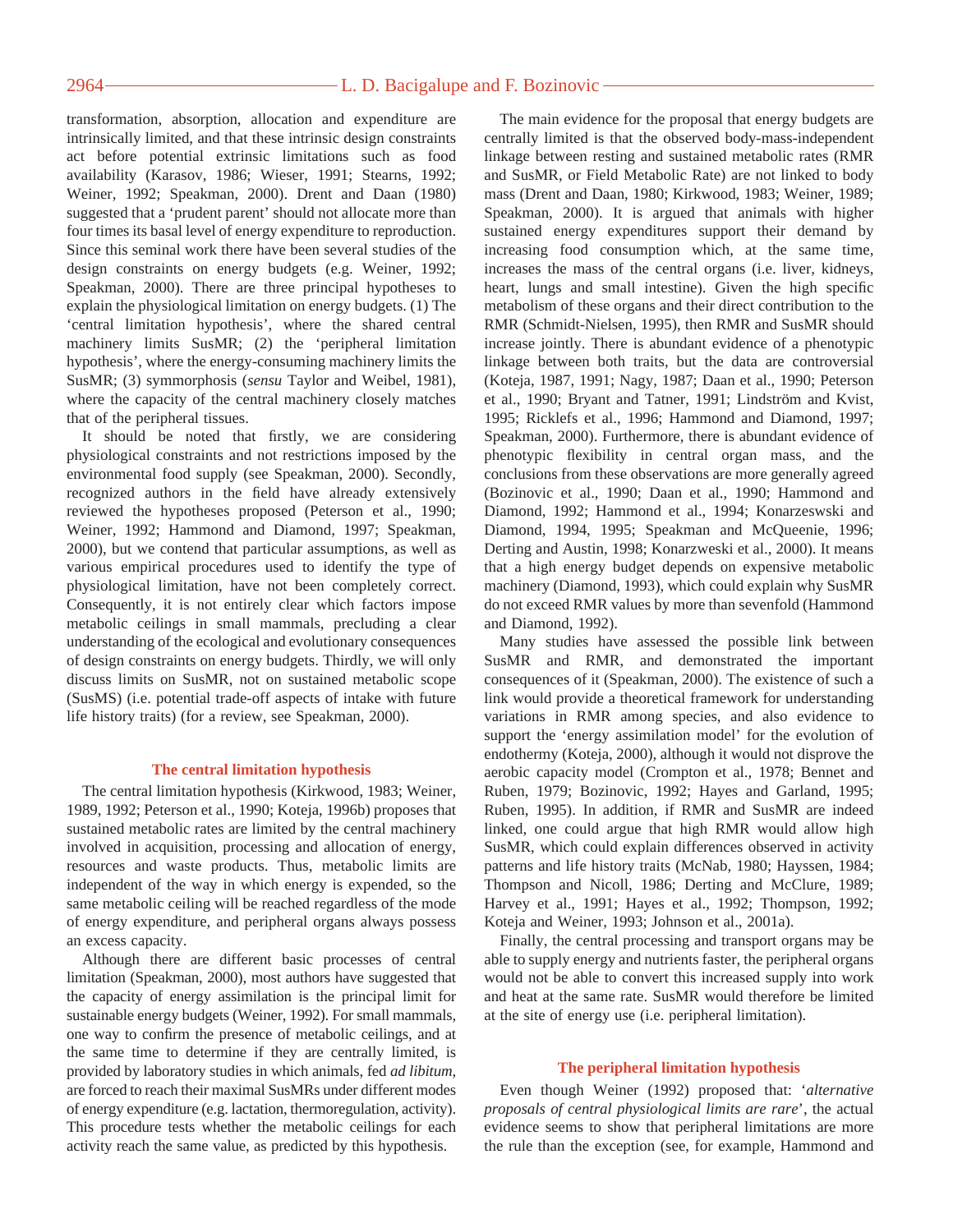transformation, absorption, allocation and expenditure are intrinsically limited, and that these intrinsic design constraints act before potential extrinsic limitations such as food availability (Karasov, 1986; Wieser, 1991; Stearns, 1992; Weiner, 1992; Speakman, 2000). Drent and Daan (1980) suggested that a 'prudent parent' should not allocate more than four times its basal level of energy expenditure to reproduction. Since this seminal work there have been several studies of the design constraints on energy budgets (e.g. Weiner, 1992; Speakman, 2000). There are three principal hypotheses to explain the physiological limitation on energy budgets. (1) The 'central limitation hypothesis', where the shared central machinery limits SusMR; (2) the 'peripheral limitation hypothesis', where the energy-consuming machinery limits the SusMR; (3) symmorphosis (*sensu* Taylor and Weibel, 1981), where the capacity of the central machinery closely matches that of the peripheral tissues.

It should be noted that firstly, we are considering physiological constraints and not restrictions imposed by the environmental food supply (see Speakman, 2000). Secondly, recognized authors in the field have already extensively reviewed the hypotheses proposed (Peterson et al., 1990; Weiner, 1992; Hammond and Diamond, 1997; Speakman, 2000), but we contend that particular assumptions, as well as various empirical procedures used to identify the type of physiological limitation, have not been completely correct. Consequently, it is not entirely clear which factors impose metabolic ceilings in small mammals, precluding a clear understanding of the ecological and evolutionary consequences of design constraints on energy budgets. Thirdly, we will only discuss limits on SusMR, not on sustained metabolic scope (SusMS) (i.e. potential trade-off aspects of intake with future life history traits) (for a review, see Speakman, 2000).

## The central limitation hypothesis

The central limitation hypothesis (Kirkwood, 1983; Weiner, 1989, 1992; Peterson et al., 1990; Koteja, 1996b) proposes that sustained metabolic rates are limited by the central machinery involved in acquisition, processing and allocation of energy, resources and waste products. Thus, metabolic limits are independent of the way in which energy is expended, so the same metabolic ceiling will be reached regardless of the mode of energy expenditure, and peripheral organs always possess an excess capacity.

Although there are different basic processes of central limitation (Speakman, 2000), most authors have suggested that the capacity of energy assimilation is the principal limit for sustainable energy budgets (Weiner, 1992). For small mammals, one way to confirm the presence of metabolic ceilings, and at the same time to determine if they are centrally limited, is provided by laboratory studies in which animals, fed *ad libitum*, are forced to reach their maximal SusMRs under different modes of energy expenditure (e.g. lactation, thermoregulation, activity). This procedure tests whether the metabolic ceilings for each activity reach the same value, as predicted by this hypothesis.

The main evidence for the proposal that energy budgets are centrally limited is that the observed body-mass-independent linkage between resting and sustained metabolic rates (RMR and SusMR, or Field Metabolic Rate) are not linked to body mass (Drent and Daan, 1980; Kirkwood, 1983; Weiner, 1989; Speakman, 2000). It is argued that animals with higher sustained energy expenditures support their demand by increasing food consumption which, at the same time, increases the mass of the central organs (i.e. liver, kidneys, heart, lungs and small intestine). Given the high specific metabolism of these organs and their direct contribution to the RMR (Schmidt-Nielsen, 1995), then RMR and SusMR should increase jointly. There is abundant evidence of a phenotypic linkage between both traits, but the data are controversial (Koteja, 1987, 1991; Nagy, 1987; Daan et al., 1990; Peterson et al., 1990; Bryant and Tatner, 1991; Lindström and Kvist, 1995; Ricklefs et al., 1996; Hammond and Diamond, 1997; Speakman, 2000). Furthermore, there is abundant evidence of phenotypic flexibility in central organ mass, and the conclusions from these observations are more generally agreed (Bozinovic et al., 1990; Daan et al., 1990; Hammond and Diamond, 1992; Hammond et al., 1994; Konarzeswski and Diamond, 1994, 1995; Speakman and McQueenie, 1996; Derting and Austin, 1998; Konarzweski et al., 2000). It means that a high energy budget depends on expensive metabolic machinery (Diamond, 1993), which could explain why SusMR do not exceed RMR values by more than sevenfold (Hammond and Diamond, 1992).

Many studies have assessed the possible link between SusMR and RMR, and demonstrated the important consequences of it (Speakman, 2000). The existence of such a link would provide a theoretical framework for understanding variations in RMR among species, and also evidence to support the 'energy assimilation model' for the evolution of endothermy (Koteja, 2000), although it would not disprove the aerobic capacity model (Crompton et al., 1978; Bennet and Ruben, 1979; Bozinovic, 1992; Hayes and Garland, 1995; Ruben, 1995). In addition, if RMR and SusMR are indeed linked, one could argue that high RMR would allow high SusMR, which could explain differences observed in activity patterns and life history traits (McNab, 1980; Hayssen, 1984; Thompson and Nicoll, 1986; Derting and McClure, 1989; Harvey et al., 1991; Hayes et al., 1992; Thompson, 1992; Koteja and Weiner, 1993; Johnson et al., 2001a).

Finally, the central processing and transport organs may be able to supply energy and nutrients faster, the peripheral organs would not be able to convert this increased supply into work and heat at the same rate. SusMR would therefore be limited at the site of energy use (i.e. peripheral limitation).

## The peripheral limitation hypothesis

Even though Weiner (1992) proposed that: '*alternative proposals of central physiological limits are rare*', the actual evidence seems to show that peripheral limitations are more the rule than the exception (see, for example, Hammond and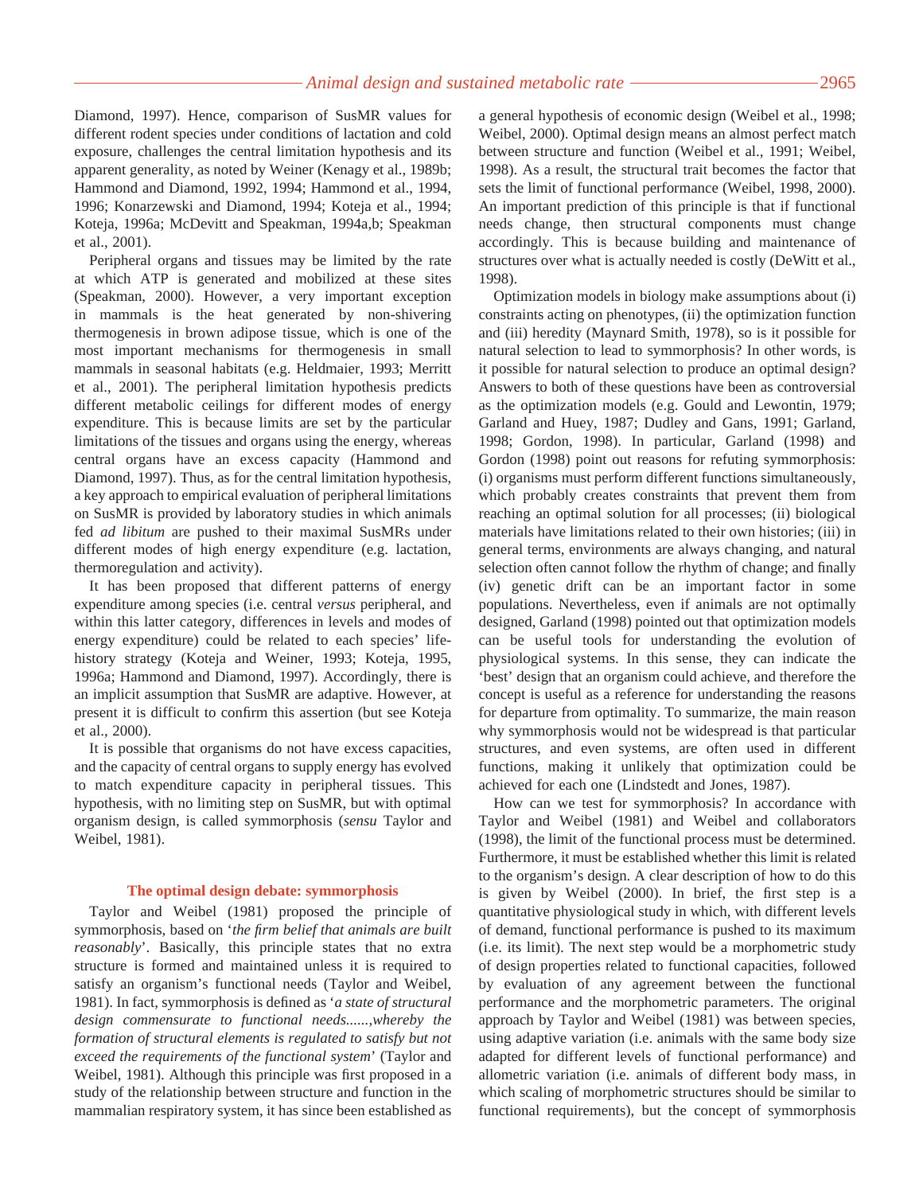Diamond, 1997). Hence, comparison of SusMR values for different rodent species under conditions of lactation and cold exposure, challenges the central limitation hypothesis and its apparent generality, as noted by Weiner (Kenagy et al., 1989b; Hammond and Diamond, 1992, 1994; Hammond et al., 1994, 1996; Konarzewski and Diamond, 1994; Koteja et al., 1994; Koteja, 1996a; McDevitt and Speakman, 1994a,b; Speakman et al., 2001).

Peripheral organs and tissues may be limited by the rate at which ATP is generated and mobilized at these sites (Speakman, 2000). However, a very important exception in mammals is the heat generated by non-shivering thermogenesis in brown adipose tissue, which is one of the most important mechanisms for thermogenesis in small mammals in seasonal habitats (e.g. Heldmaier, 1993; Merritt et al., 2001). The peripheral limitation hypothesis predicts different metabolic ceilings for different modes of energy expenditure. This is because limits are set by the particular limitations of the tissues and organs using the energy, whereas central organs have an excess capacity (Hammond and Diamond, 1997). Thus, as for the central limitation hypothesis, a key approach to empirical evaluation of peripheral limitations on SusMR is provided by laboratory studies in which animals fed *ad libitum* are pushed to their maximal SusMRs under different modes of high energy expenditure (e.g. lactation, thermoregulation and activity).

It has been proposed that different patterns of energy expenditure among species (i.e. central *versus* peripheral, and within this latter category, differences in levels and modes of energy expenditure) could be related to each species' life-history strategy (Koteja and Weiner, 1993; Koteja, 1995, 1996a; Hammond and Diamond, 1997). Accordingly, there is an implicit assumption that SusMR are adaptive. However, at present it is difficult to confirm this assertion (but see Koteja et al., 2000).

It is possible that organisms do not have excess capacities, and the capacity of central organs to supply energy has evolved to match expenditure capacity in peripheral tissues. This hypothesis, with no limiting step on SusMR, but with optimal organism design, is called symmorphosis (*sensu* Taylor and Weibel, 1981).

## The optimal design debate: symmorphosis

Taylor and Weibel (1981) proposed the principle of symmorphosis, based on '*the firm belief that animals are built reasonably*'. Basically, this principle states that no extra structure is formed and maintained unless it is required to satisfy an organism's functional needs (Taylor and Weibel, 1981). In fact, symmorphosis is defined as '*a state of structural design commensurate to functional needs......whereby the formation of structural elements is regulated to satisfy but not exceed the requirements of the functional system*' (Taylor and Weibel, 1981). Although this principle was first proposed in a study of the relationship between structure and function in the mammalian respiratory system, it has since been established as a general hypothesis of economic design (Weibel et al., 1998; Weibel, 2000). Optimal design means an almost perfect match between structure and function (Weibel et al., 1991; Weibel, 1998). As a result, the structural trait becomes the factor that sets the limit of functional performance (Weibel, 1998, 2000). An important prediction of this principle is that if functional needs change, then structural components must change accordingly. This is because building and maintenance of structures over what is actually needed is costly (DeWitt et al., 1998).

Optimization models in biology make assumptions about (i) constraints acting on phenotypes, (ii) the optimization function and (iii) heredity (Maynard Smith, 1978), so is it possible for natural selection to lead to symmorphosis? In other words, is it possible for natural selection to produce an optimal design? Answers to both of these questions have been as controversial as the optimization models (e.g. Gould and Lewontin, 1979; Garland and Huey, 1987; Dudley and Gans, 1991; Garland, 1998; Gordon, 1998). In particular, Garland (1998) and Gordon (1998) point out reasons for refuting symmorphosis: (i) organisms must perform different functions simultaneously, which probably creates constraints that prevent them from reaching an optimal solution for all processes; (ii) biological materials have limitations related to their own histories; (iii) in general terms, environments are always changing, and natural selection often cannot follow the rhythm of change; and finally (iv) genetic drift can be an important factor in some populations. Nevertheless, even if animals are not optimally designed, Garland (1998) pointed out that optimization models can be useful tools for understanding the evolution of physiological systems. In this sense, they can indicate the 'best' design that an organism could achieve, and therefore the concept is useful as a reference for understanding the reasons for departure from optimality. To summarize, the main reason why symmorphosis would not be widespread is that particular structures, and even systems, are often used in different functions, making it unlikely that optimization could be achieved for each one (Lindstedt and Jones, 1987).

How can we test for symmorphosis? In accordance with Taylor and Weibel (1981) and Weibel and collaborators (1998), the limit of the functional process must be determined. Furthermore, it must be established whether this limit is related to the organism's design. A clear description of how to do this is given by Weibel (2000). In brief, the first step is a quantitative physiological study in which, with different levels of demand, functional performance is pushed to its maximum (i.e. its limit). The next step would be a morphometric study of design properties related to functional capacities, followed by evaluation of any agreement between the functional performance and the morphometric parameters. The original approach by Taylor and Weibel (1981) was between species, using adaptive variation (i.e. animals with the same body size adapted for different levels of functional performance) and allometric variation (i.e. animals of different body mass, in which scaling of morphometric structures should be similar to functional requirements), but the concept of symmorphosis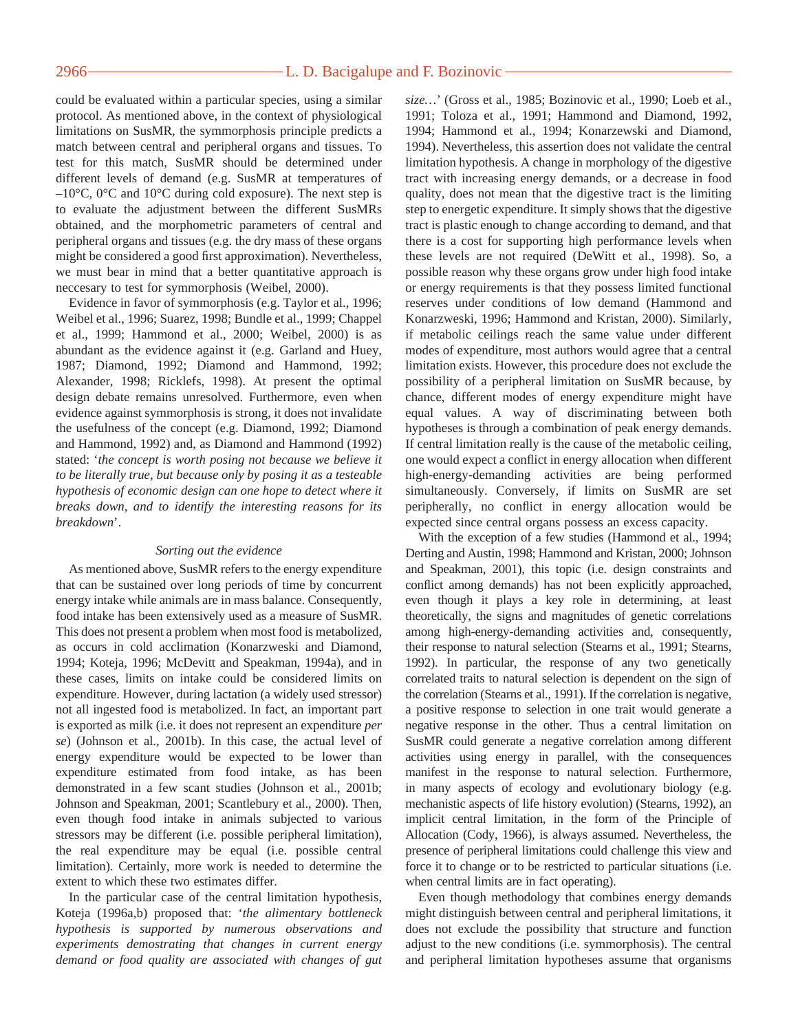could be evaluated within a particular species, using a similar protocol. As mentioned above, in the context of physiological limitations on SusMR, the symmorphosis principle predicts a match between central and peripheral organs and tissues. To test for this match, SusMR should be determined under different levels of demand (e.g. SusMR at temperatures of –10°C, 0°C and 10°C during cold exposure). The next step is to evaluate the adjustment between the different SusMRs obtained, and the morphometric parameters of central and peripheral organs and tissues (e.g. the dry mass of these organs might be considered a good first approximation). Nevertheless, we must bear in mind that a better quantitative approach is neccesary to test for symmorphosis (Weibel, 2000).

Evidence in favor of symmorphosis (e.g. Taylor et al., 1996; Weibel et al., 1996; Suarez, 1998; Bundle et al., 1999; Chappel et al., 1999; Hammond et al., 2000; Weibel, 2000) is as abundant as the evidence against it (e.g. Garland and Huey, 1987; Diamond, 1992; Diamond and Hammond, 1992; Alexander, 1998; Ricklefs, 1998). At present the optimal design debate remains unresolved. Furthermore, even when evidence against symmorphosis is strong, it does not invalidate the usefulness of the concept (e.g. Diamond, 1992; Diamond and Hammond, 1992) and, as Diamond and Hammond (1992) stated: '*the concept is worth posing not because we believe it to be literally true, but because only by posing it as a testeable hypothesis of economic design can one hope to detect where it breaks down, and to identify the interesting reasons for its breakdown*'.

### *Sorting out the evidence*

As mentioned above, SusMR refers to the energy expenditure that can be sustained over long periods of time by concurrent energy intake while animals are in mass balance. Consequently, food intake has been extensively used as a measure of SusMR. This does not present a problem when most food is metabolized, as occurs in cold acclimation (Konarzweski and Diamond, 1994; Koteja, 1996; McDevitt and Speakman, 1994a), and in these cases, limits on intake could be considered limits on expenditure. However, during lactation (a widely used stressor) not all ingested food is metabolized. In fact, an important part is exported as milk (i.e. it does not represent an expenditure *per se*) (Johnson et al., 2001b). In this case, the actual level of energy expenditure would be expected to be lower than expenditure estimated from food intake, as has been demonstrated in a few scant studies (Johnson et al., 2001b; Johnson and Speakman, 2001; Scantlebury et al., 2000). Then, even though food intake in animals subjected to various stressors may be different (i.e. possible peripheral limitation), the real expenditure may be equal (i.e. possible central limitation). Certainly, more work is needed to determine the extent to which these two estimates differ.

In the particular case of the central limitation hypothesis, Koteja (1996a,b) proposed that: '*the alimentary bottleneck hypothesis is supported by numerous observations and experiments demostrating that changes in current energy demand or food quality are associated with changes of gut size…*' (Gross et al., 1985; Bozinovic et al., 1990; Loeb et al., 1991; Toloza et al., 1991; Hammond and Diamond, 1992, 1994; Hammond et al., 1994; Konarzewski and Diamond, 1994). Nevertheless, this assertion does not validate the central limitation hypothesis. A change in morphology of the digestive tract with increasing energy demands, or a decrease in food quality, does not mean that the digestive tract is the limiting step to energetic expenditure. It simply shows that the digestive tract is plastic enough to change according to demand, and that there is a cost for supporting high performance levels when these levels are not required (DeWitt et al., 1998). So, a possible reason why these organs grow under high food intake or energy requirements is that they possess limited functional reserves under conditions of low demand (Hammond and Konarzweski, 1996; Hammond and Kristan, 2000). Similarly, if metabolic ceilings reach the same value under different modes of expenditure, most authors would agree that a central limitation exists. However, this procedure does not exclude the possibility of a peripheral limitation on SusMR because, by chance, different modes of energy expenditure might have equal values. A way of discriminating between both hypotheses is through a combination of peak energy demands. If central limitation really is the cause of the metabolic ceiling, one would expect a conflict in energy allocation when different high-energy-demanding activities are being performed simultaneously. Conversely, if limits on SusMR are set peripherally, no conflict in energy allocation would be expected since central organs possess an excess capacity.

With the exception of a few studies (Hammond et al., 1994; Derting and Austin, 1998; Hammond and Kristan, 2000; Johnson and Speakman, 2001), this topic (i.e. design constraints and conflict among demands) has not been explicitly approached, even though it plays a key role in determining, at least theoretically, the signs and magnitudes of genetic correlations among high-energy-demanding activities and, consequently, their response to natural selection (Stearns et al., 1991; Stearns, 1992). In particular, the response of any two genetically correlated traits to natural selection is dependent on the sign of the correlation (Stearns et al., 1991). If the correlation is negative, a positive response to selection in one trait would generate a negative response in the other. Thus a central limitation on SusMR could generate a negative correlation among different activities using energy in parallel, with the consequences manifest in the response to natural selection. Furthermore, in many aspects of ecology and evolutionary biology (e.g. mechanistic aspects of life history evolution) (Stearns, 1992), an implicit central limitation, in the form of the Principle of Allocation (Cody, 1966), is always assumed. Nevertheless, the presence of peripheral limitations could challenge this view and force it to change or to be restricted to particular situations (i.e. when central limits are in fact operating).

Even though methodology that combines energy demands might distinguish between central and peripheral limitations, it does not exclude the possibility that structure and function adjust to the new conditions (i.e. symmorphosis). The central and peripheral limitation hypotheses assume that organisms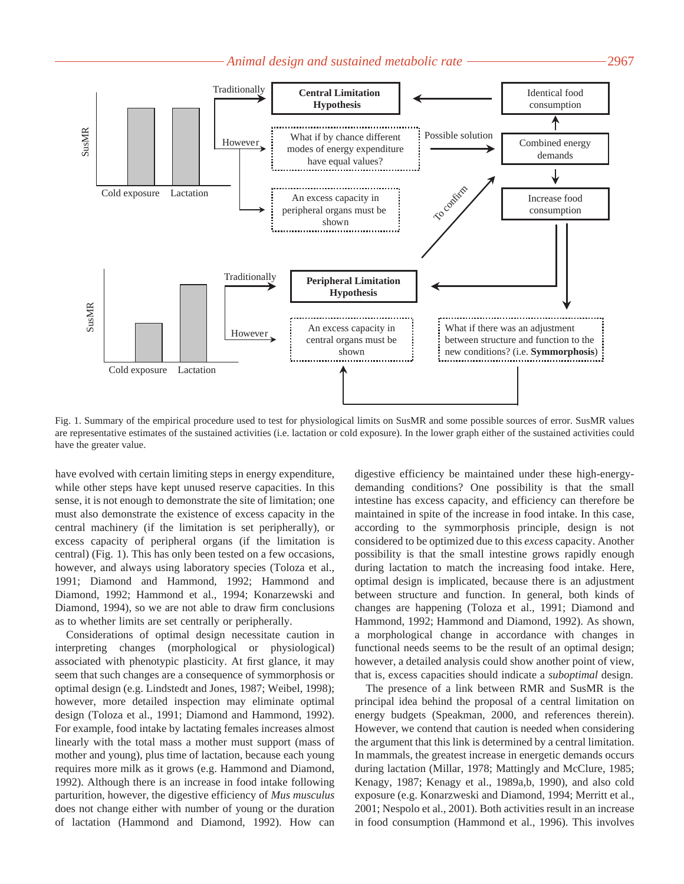Fig. 1. Summary of the empirical procedure used to test for physiological limits on SusMR and some possible sources of error. SusMR values are representative estimates of the sustained activities (i.e. lactation or cold exposure). In the lower graph either of the sustained activities could have the greater value.

have evolved with certain limiting steps in energy expenditure, while other steps have kept unused reserve capacities. In this sense, it is not enough to demonstrate the site of limitation; one must also demonstrate the existence of excess capacity in the central machinery (if the limitation is set peripherally), or excess capacity of peripheral organs (if the limitation is central) (Fig. 1). This has only been tested on a few occasions, however, and always using laboratory species (Toloza et al., 1991; Diamond and Hammond, 1992; Hammond and Diamond, 1992; Hammond et al., 1994; Konarzewski and Diamond, 1994), so we are not able to draw firm conclusions as to whether limits are set centrally or peripherally.

Considerations of optimal design necessitate caution in interpreting changes (morphological or physiological) associated with phenotypic plasticity. At first glance, it may seem that such changes are a consequence of symmorphosis or optimal design (e.g. Lindstedt and Jones, 1987; Weibel, 1998); however, more detailed inspection may eliminate optimal design (Toloza et al., 1991; Diamond and Hammond, 1992). For example, food intake by lactating females increases almost linearly with the total mass a mother must support (mass of mother and young), plus time of lactation, because each young requires more milk as it grows (e.g. Hammond and Diamond, 1992). Although there is an increase in food intake following parturition, however, the digestive efficiency of *Mus musculus* does not change either with number of young or the duration of lactation (Hammond and Diamond, 1992). How can digestive efficiency be maintained under these high-energy-demanding conditions? One possibility is that the small intestine has excess capacity, and efficiency can therefore be maintained in spite of the increase in food intake. In this case, according to the symmorphosis principle, design is not considered to be optimized due to this *excess* capacity. Another possibility is that the small intestine grows rapidly enough during lactation to match the increasing food intake. Here, optimal design is implicated, because there is an adjustment between structure and function. In general, both kinds of changes are happening (Toloza et al., 1991; Diamond and Hammond, 1992; Hammond and Diamond, 1992). As shown, a morphological change in accordance with changes in functional needs seems to be the result of an optimal design; however, a detailed analysis could show another point of view, that is, excess capacities should indicate a *suboptimal* design.

The presence of a link between RMR and SusMR is the principal idea behind the proposal of a central limitation on energy budgets (Speakman, 2000, and references therein). However, we contend that caution is needed when considering the argument that this link is determined by a central limitation. In mammals, the greatest increase in energetic demands occurs during lactation (Millar, 1978; Mattingly and McClure, 1985; Kenagy, 1987; Kenagy et al., 1989a,b, 1990), and also cold exposure (e.g. Konarzweski and Diamond, 1994; Merritt et al., 2001; Nespolo et al., 2001). Both activities result in an increase in food consumption (Hammond et al., 1996). This involves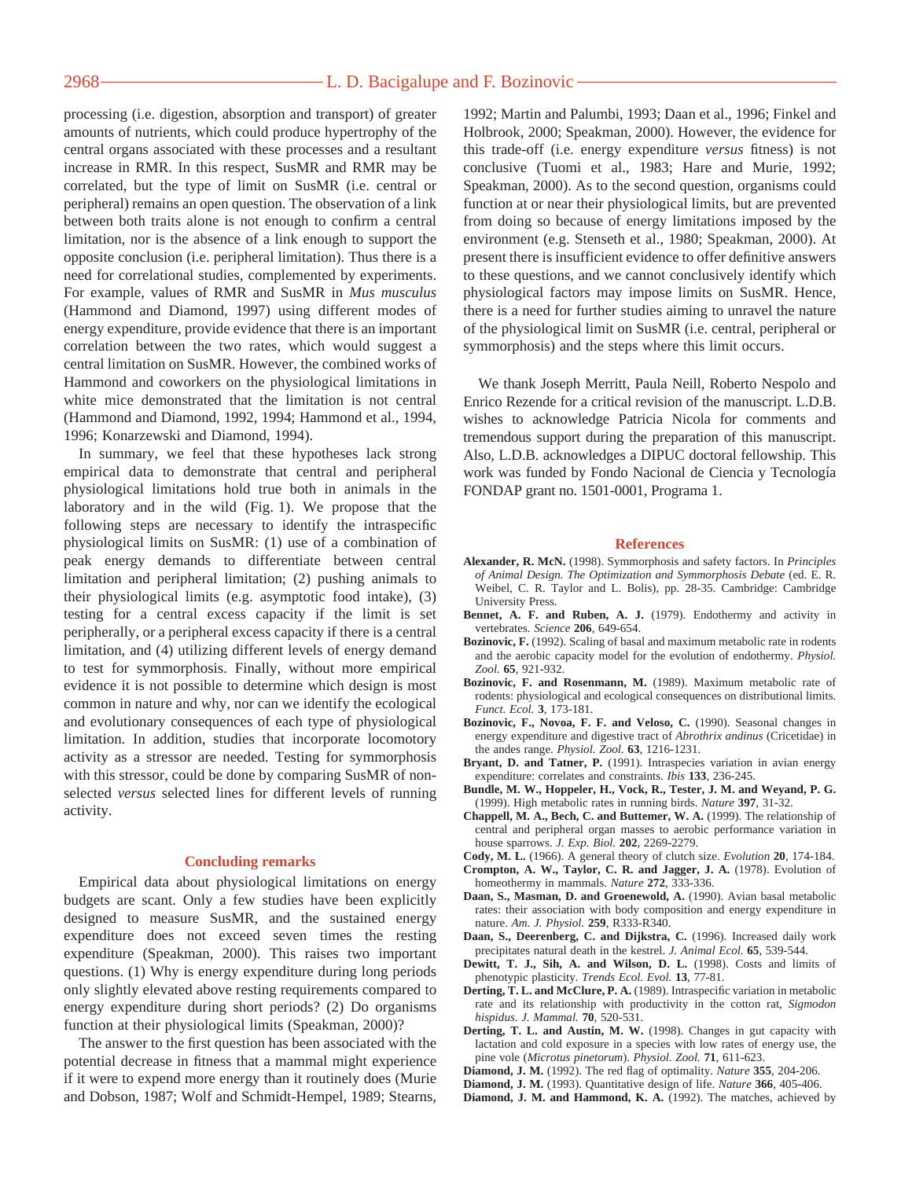processing (i.e. digestion, absorption and transport) of greater amounts of nutrients, which could produce hypertrophy of the central organs associated with these processes and a resultant increase in RMR. In this respect, SusMR and RMR may be correlated, but the type of limit on SusMR (i.e. central or peripheral) remains an open question. The observation of a link between both traits alone is not enough to confirm a central limitation, nor is the absence of a link enough to support the opposite conclusion (i.e. peripheral limitation). Thus there is a need for correlational studies, complemented by experiments. For example, values of RMR and SusMR in *Mus musculus* (Hammond and Diamond, 1997) using different modes of energy expenditure, provide evidence that there is an important correlation between the two rates, which would suggest a central limitation on SusMR. However, the combined works of Hammond and coworkers on the physiological limitations in white mice demonstrated that the limitation is not central (Hammond and Diamond, 1992, 1994; Hammond et al., 1994, 1996; Konarzewski and Diamond, 1994).

In summary, we feel that these hypotheses lack strong empirical data to demonstrate that central and peripheral physiological limitations hold true both in animals in the laboratory and in the wild (Fig. 1). We propose that the following steps are necessary to identify the intraspecific physiological limits on SusMR: (1) use of a combination of peak energy demands to differentiate between central limitation and peripheral limitation; (2) pushing animals to their physiological limits (e.g. asymptotic food intake), (3) testing for a central excess capacity if the limit is set peripherally, or a peripheral excess capacity if there is a central limitation, and (4) utilizing different levels of energy demand to test for symmorphosis. Finally, without more empirical evidence it is not possible to determine which design is most common in nature and why, nor can we identify the ecological and evolutionary consequences of each type of physiological limitation. In addition, studies that incorporate locomotory activity as a stressor are needed. Testing for symmorphosis with this stressor, could be done by comparing SusMR of non-selected *versus* selected lines for different levels of running activity.

## Concluding remarks

Empirical data about physiological limitations on energy budgets are scant. Only a few studies have been explicitly designed to measure SusMR, and the sustained energy expenditure does not exceed seven times the resting expenditure (Speakman, 2000). This raises two important questions. (1) Why is energy expenditure during long periods only slightly elevated above resting requirements compared to energy expenditure during short periods? (2) Do organisms function at their physiological limits (Speakman, 2000)?

The answer to the first question has been associated with the potential decrease in fitness that a mammal might experience if it were to expend more energy than it routinely does (Murie and Dobson, 1987; Wolf and Schmidt-Hempel, 1989; Stearns, 1992; Martin and Palumbi, 1993; Daan et al., 1996; Finkel and Holbrook, 2000; Speakman, 2000). However, the evidence for this trade-off (i.e. energy expenditure *versus* fitness) is not conclusive (Tuomi et al., 1983; Hare and Murie, 1992; Speakman, 2000). As to the second question, organisms could function at or near their physiological limits, but are prevented from doing so because of energy limitations imposed by the environment (e.g. Stenseth et al., 1980; Speakman, 2000). At present there is insufficient evidence to offer definitive answers to these questions, and we cannot conclusively identify which physiological factors may impose limits on SusMR. Hence, there is a need for further studies aiming to unravel the nature of the physiological limit on SusMR (i.e. central, peripheral or symmorphosis) and the steps where this limit occurs.

We thank Joseph Merritt, Paula Neill, Roberto Nespolo and Enrico Rezende for a critical revision of the manuscript. L.D.B. wishes to acknowledge Patricia Nicola for comments and tremendous support during the preparation of this manuscript. Also, L.D.B. acknowledges a DIPUC doctoral fellowship. This work was funded by Fondo Nacional de Ciencia y Tecnología FONDAP grant no. 1501-0001, Programa 1.

## References

**Alexander, R. McN.** (1998). Symmorphosis and safety factors. In *Principles of Animal Design. The Optimization and Symmorphosis Debate* (ed. E. R. Weibel, C. R. Taylor and L. Bolis), pp. 28-35. Cambridge: Cambridge University Press.

**Bennet, A. F. and Ruben, A. J.** (1979). Endothermy and activity in vertebrates. *Science* **206**, 649-654.

**Bozinovic, F.** (1992). Scaling of basal and maximum metabolic rate in rodents and the aerobic capacity model for the evolution of endothermy. *Physiol. Zool.* **65**, 921-932.

**Bozinovic, F. and Rosenmann, M.** (1989). Maximum metabolic rate of rodents: physiological and ecological consequences on distributional limits. *Funct. Ecol.* **3**, 173-181.

**Bozinovic, F., Novoa, F. F. and Veloso, C.** (1990). Seasonal changes in energy expenditure and digestive tract of *Abrothrix andinus* (Cricetidae) in the andes range. *Physiol. Zool.* **63**, 1216-1231.

**Bryant, D. and Tatner, P.** (1991). Intraspecies variation in avian energy expenditure: correlates and constraints. *Ibis* **133**, 236-245.

**Bundle, M. W., Hoppeler, H., Vock, R., Tester, J. M. and Weyand, P. G.** (1999). High metabolic rates in running birds. *Nature* **397**, 31-32.

**Chappell, M. A., Bech, C. and Buttemer, W. A.** (1999). The relationship of central and peripheral organ masses to aerobic performance variation in house sparrows. *J. Exp. Biol.* **202**, 2269-2279.

**Cody, M. L.** (1966). A general theory of clutch size. *Evolution* **20**, 174-184.

**Crompton, A. W., Taylor, C. R. and Jagger, J. A.** (1978). Evolution of homeothermy in mammals. *Nature* **272**, 333-336.

**Daan, S., Masman, D. and Groenewold, A.** (1990). Avian basal metabolic rates: their association with body composition and energy expenditure in nature. *Am. J. Physiol.* **259**, R333-R340.

**Daan, S., Deerenberg, C. and Dijkstra, C.** (1996). Increased daily work precipitates natural death in the kestrel. *J. Animal Ecol.* **65**, 539-544.

**Dewitt, T. J., Sih, A. and Wilson, D. L.** (1998). Costs and limits of phenotypic plasticity. *Trends Ecol. Evol.* **13**, 77-81.

**Derting, T. L. and McClure, P. A.** (1989). Intraspecific variation in metabolic rate and its relationship with productivity in the cotton rat, *Sigmodon hispidus*. *J. Mammal.* **70**, 520-531.

**Derting, T. L. and Austin, M. W.** (1998). Changes in gut capacity with lactation and cold exposure in a species with low rates of energy use, the pine vole (*Microtus pinetorum*). *Physiol. Zool.* **71**, 611-623.

**Diamond, J. M.** (1992). The red flag of optimality. *Nature* **355**, 204-206.

**Diamond, J. M.** (1993). Quantitative design of life. *Nature* **366**, 405-406.

**Diamond, J. M. and Hammond, K. A.** (1992). The matches, achieved by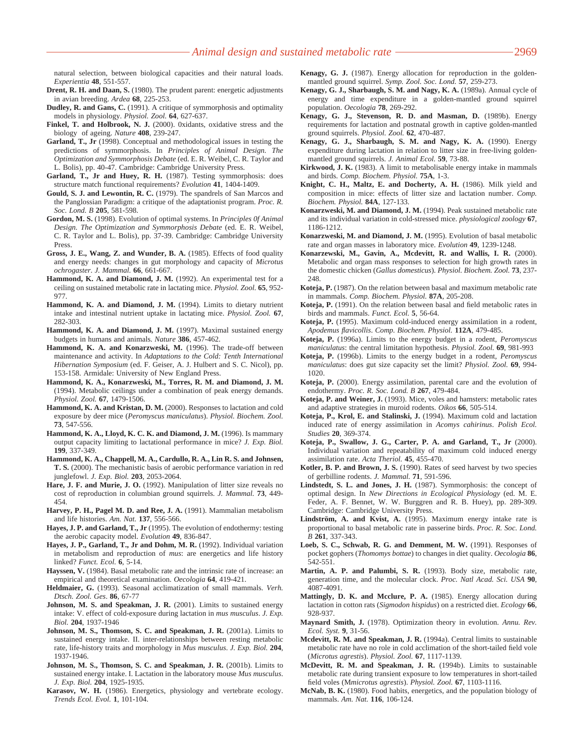natural selection, between biological capacities and their natural loads. *Experientia* **48**, 551-557.

**Drent, R. H. and Daan, S.** (1980). The prudent parent: energetic adjustments in avian breeding. *Ardea* **68**, 225-253.

**Dudley, R. and Gans, C.** (1991). A critique of symmorphosis and optimality models in physiology. *Physiol. Zool.* **64**, 627-637.

**Finkel, T. and Holbrook, N. J.** (2000). 0xidants, oxidative stress and the biology of ageing. *Nature* **408**, 239-247.

**Garland, T., Jr** (1998). Conceptual and methodological issues in testing the predictions of symmorphosis. In *Principles of Animal Design. The Optimization and Symmorphosis Debate* (ed. E. R. Weibel, C. R. Taylor and L. Bolis), pp. 40-47. Cambridge: Cambridge University Press.

**Garland, T., Jr and Huey, R. H.** (1987). Testing symmorphosis: does structure match functional requirements? *Evolution* **41**, 1404-1409.

**Gould, S. J. and Lewontin, R. C.** (1979). The spandrels of San Marcos and the Panglossian Paradigm: a critique of the adaptationist program. *Proc. R. Soc. Lond. B* **205**, 581-598.

**Gordon, M. S.** (1998). Evolution of optimal systems. In *Principles 0f Animal Design. The Optimization and Symmorphosis Debate* (ed. E. R. Weibel, C. R. Taylor and L. Bolis), pp. 37-39. Cambridge: Cambridge University Press.

**Gross, J. E., Wang, Z. and Wunder, B. A.** (1985). Effects of food quality and energy needs: changes in gut morphology and capacity of *Microtus ochrogaster*. *J. Mammal.* **66**, 661-667.

**Hammond, K. A. and Diamond, J. M.** (1992). An experimental test for a ceiling on sustained metabolic rate in lactating mice. *Physiol. Zool.* **65**, 952-977.

**Hammond, K. A. and Diamond, J. M.** (1994). Limits to dietary nutrient intake and intestinal nutrient uptake in lactating mice. *Physiol. Zool.* **67**, 282-303.

**Hammond, K. A. and Diamond, J. M.** (1997). Maximal sustained energy budgets in humans and animals. *Nature* **386**, 457-462.

**Hammond, K. A. and Konarzweski, M.** (1996). The trade-off between maintenance and activity. In *Adaptations to the Cold: Tenth International Hibernation Symposium* (ed. F. Geiser, A. J. Hulbert and S. C. Nicol), pp. 153-158. Armidale: University of New England Press.

**Hammond, K. A., Konarzweski, M., Torres, R. M. and Diamond, J. M.** (1994). Metabolic ceilings under a combination of peak energy demands. *Physiol. Zool.* **67**, 1479-1506.

**Hammond, K. A. and Kristan, D. M.** (2000). Responses to lactation and cold exposure by deer mice (*Peromyscus maniculatus*). *Physiol. Biochem. Zool.* **73**, 547-556.

**Hammond, K. A., Lloyd, K. C. K. and Diamond, J. M.** (1996). Is mammary output capacity limiting to lactational performance in mice? *J. Exp. Biol.* **199**, 337-349.

**Hammond, K. A., Chappell, M. A., Cardullo, R. A., Lin R. S. and Johnsen, T. S.** (2000). The mechanistic basis of aerobic performance variation in red junglefowl. *J. Exp. Biol.* **203**, 2053-2064.

**Hare, J. F. and Murie, J. O.** (1992). Manipulation of litter size reveals no cost of reproduction in columbian ground squirrels. *J. Mammal.* **73**, 449-454.

**Harvey, P. H., Pagel M. D. and Ree, J. A.** (1991). Mammalian metabolism and life histories. *Am. Nat.* **137**, 556-566.

**Hayes, J. P. and Garland, T., Jr** (1995). The evolution of endothermy: testing the aerobic capacity model. *Evolution* **49**, 836-847.

**Hayes, J. P., Garland, T., Jr and Dohm, M. R.** (1992). Individual variation in metabolism and reproduction of *mus*: are energetics and life history linked? *Funct. Ecol.* **6**, 5-14.

**Hayssen, V.** (1984). Basal metabolic rate and the intrinsic rate of increase: an empirical and theoretical examination. *Oecologia* **64**, 419-421.

**Heldmaier, G.** (1993). Seasonal acclimatization of small mammals. *Verh. Dtsch. Zool. Ges*. **86**, 67-77

**Johnson, M. S. and Speakman, J. R.** (2001). Limits to sustained energy intake: V. effect of cold-exposure during lactation in *mus musculus*. *J. Exp. Biol.* **204**, 1937-1946

**Johnson, M. S., Thomson, S. C. and Speakman, J. R.** (2001a). Limits to sustained energy intake. II. inter-relationships between resting metabolic rate, life-history traits and morphology in *Mus musculus*. *J. Exp. Biol.* **204**, 1937-1946.

**Johnson, M. S., Thomson, S. C. and Speakman, J. R.** (2001b). Limits to sustained energy intake. I. Lactation in the laboratory mouse *Mus musculus*. *J. Exp. Biol.* **204**, 1925-1935.

**Karasov, W. H.** (1986). Energetics, physiology and vertebrate ecology. *Trends Ecol. Evol.* **1**, 101-104.

**Kenagy, G. J.** (1987). Energy allocation for reproduction in the golden-mantled ground squirrel. *Symp. Zool. Soc. Lond.* **57**, 259-273.

**Kenagy, G. J., Sharbaugh, S. M. and Nagy, K. A.** (1989a). Annual cycle of energy and time expenditure in a golden-mantled ground squirrel population. *Oecologia* **78**, 269-292.

**Kenagy, G. J., Stevenson, R. D. and Masman, D.** (1989b). Energy requirements for lactation and postnatal growth in captive golden-mantled ground squirrels. *Physiol. Zool.* **62**, 470-487.

**Kenagy, G. J., Sharbaugh, S. M. and Nagy, K. A.** (1990). Energy expenditure during lactation in relation to litter size in free-living golden-mantled ground squirrels. *J. Animal Ecol.* **59**, 73-88.

**Kirkwood, J. K.** (1983). A limit to metabolisable energy intake in mammals and birds. *Comp. Biochem. Physiol.* **75A**, 1-3.

**Knight, C. H., Maltz, E. and Docherty, A. H.** (1986). Milk yield and composition in mice: effects of litter size and lactation number. *Comp. Biochem. Physiol.* **84A**, 127-133.

**Konarzweski, M. and Diamond, J. M.** (1994). Peak sustained metabolic rate and its individual variation in cold-stressed mice. *physiological zoology* **67**, 1186-1212.

**Konarzweski, M. and Diamond, J. M.** (1995). Evolution of basal metabolic rate and organ masses in laboratory mice. *Evolution* **49**, 1239-1248.

**Konarzewski, M., Gavin, A., Mcdevitt, R. and Wallis, I. R.** (2000). Metabolic and organ mass responses to selection for high growth rates in the domestic chicken (*Gallus domesticus*). *Physiol. Biochem. Zool.* **73**, 237-248.

**Koteja, P.** (1987). On the relation between basal and maximum metabolic rate in mammals. *Comp. Biochem. Physiol.* **87A**, 205-208.

**Koteja, P.** (1991). On the relation between basal and field metabolic rates in birds and mammals. *Funct. Ecol.* **5**, 56-64.

**Koteja, P.** (1995). Maximum cold-induced energy assimilation in a rodent, *Apodemus flavicollis*. *Comp. Biochem. Physiol.* **112A**, 479-485.

**Koteja, P.** (1996a). Limits to the energy budget in a rodent, *Peromyscus maniculatus*: the central limitation hypothesis. *Physiol. Zool.* **69**, 981-993

**Koteja, P.** (1996b). Limits to the energy budget in a rodent, *Peromyscus maniculatus*: does gut capacity set the limit? *Physiol. Zool.* **69**, 994-1020.

**Koteja, P.** (2000). Energy assimilation, parental care and the evolution of endothermy. *Proc. R. Soc. Lond. B* **267**, 479-484.

**Koteja, P. and Weiner, J.** (1993). Mice, voles and hamsters: metabolic rates and adaptive strategies in muroid rodents. *Oikos* **66**, 505-514.

**Koteja, P., Krol, E. and Stalinski, J.** (1994). Maximum cold and lactation induced rate of energy assimilation in *Acomys cahirinus*. *Polish Ecol. Studies* **20**, 369-374.

**Koteja, P., Swallow, J. G., Carter, P. A. and Garland, T., Jr** (2000). Individual variation and repeatability of maximum cold induced energy assimilation rate. *Acta Theriol.* **45**, 455-470.

**Kotler, B. P. and Brown, J. S.** (1990). Rates of seed harvest by two species of gerbilline rodents. *J. Mammal.* **71**, 591-596.

**Lindstedt, S. L. and Jones, J. H.** (1987). Symmorphosis: the concept of optimal design. In *New Directions in Ecological Physiology* (ed. M. E. Feder, A. F. Bennet, W. W. Burggren and R. B. Huey), pp. 289-309. Cambridge: Cambridge University Press.

**Lindström, A. and Kvist, A.** (1995). Maximum energy intake rate is proportional to basal metabolic rate in passerine birds. *Proc. R. Soc. Lond. B* **261**, 337-343.

**Loeb, S. C., Schwab, R. G. and Demment, M. W.** (1991). Responses of pocket gophers (*Thomomys bottae*) to changes in diet quality. *Oecologia* **86**, 542-551.

**Martin, A. P. and Palumbi, S. R.** (1993). Body size, metabolic rate, generation time, and the molecular clock. *Proc. Natl Acad. Sci. USA* **90**, 4087-4091.

**Mattingly, D. K. and Mcclure, P. A.** (1985). Energy allocation during lactation in cotton rats (*Sigmodon hispidus*) on a restricted diet. *Ecology* **66**, 928-937.

**Maynard Smith, J.** (1978). Optimization theory in evolution. *Annu. Rev. Ecol. Syst.* **9**, 31-56.

**Mcdevitt, R. M. and Speakman, J. R.** (1994a). Central limits to sustainable metabolic rate have no role in cold acclimation of the short-tailed field vole (*Microtus agrestis*). *Physiol. Zool.* **67**, 1117-1139.

**McDevitt, R. M. and Speakman, J. R.** (1994b). Limits to sustainable metabolic rate during transient exposure to low temperatures in short-tailed field voles (M*icrotus agrestis*). *Physiol. Zool.* **67**, 1103-1116.

**McNab, B. K.** (1980). Food habits, energetics, and the population biology of mammals. *Am. Nat.* **116**, 106-124.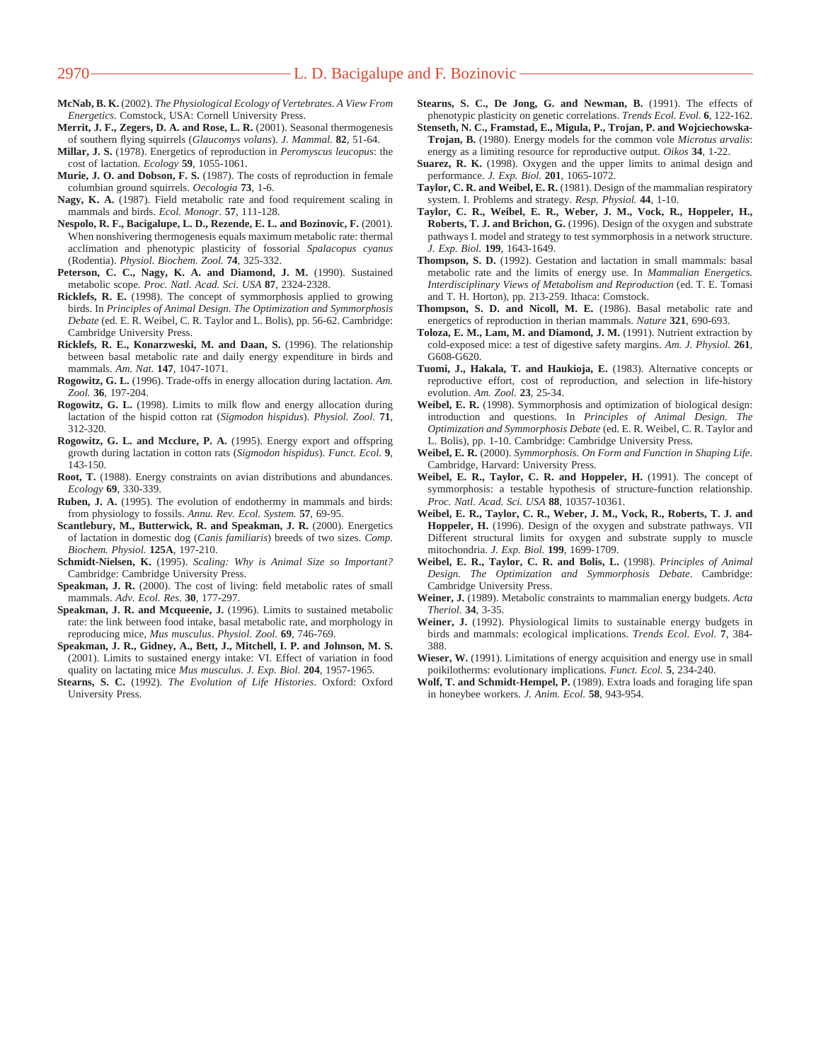**McNab, B. K.** (2002). *The Physiological Ecology of Vertebrates. A View From Energetics*. Comstock, USA: Cornell University Press.

**Merrit, J. F., Zegers, D. A. and Rose, L. R.** (2001). Seasonal thermogenesis of southern flying squirrels (*Glaucomys volans*). *J. Mammal.* **82**, 51-64.

**Millar, J. S.** (1978). Energetics of reproduction in *Peromyscus leucopus*: the cost of lactation. *Ecology* **59**, 1055-1061.

**Murie, J. O. and Dobson, F. S.** (1987). The costs of reproduction in female columbian ground squirrels. *Oecologia* **73**, 1-6.

**Nagy, K. A.** (1987). Field metabolic rate and food requirement scaling in mammals and birds. *Ecol. Monogr.* **57**, 111-128.

**Nespolo, R. F., Bacigalupe, L. D., Rezende, E. L. and Bozinovic, F.** (2001). When nonshivering thermogenesis equals maximum metabolic rate: thermal acclimation and phenotypic plasticity of fossorial *Spalacopus cyanus* (Rodentia). *Physiol. Biochem. Zool.* **74**, 325-332.

**Peterson, C. C., Nagy, K. A. and Diamond, J. M.** (1990). Sustained metabolic scope. *Proc. Natl. Acad. Sci. USA* **87**, 2324-2328.

**Ricklefs, R. E.** (1998). The concept of symmorphosis applied to growing birds. In *Principles of Animal Design. The Optimization and Symmorphosis Debate* (ed. E. R. Weibel, C. R. Taylor and L. Bolis), pp. 56-62. Cambridge: Cambridge University Press.

**Ricklefs, R. E., Konarzweski, M. and Daan, S.** (1996). The relationship between basal metabolic rate and daily energy expenditure in birds and mammals. *Am. Nat.* **147**, 1047-1071.

**Rogowitz, G. L.** (1996). Trade-offs in energy allocation during lactation. *Am. Zool.* **36**, 197-204.

**Rogowitz, G. L.** (1998). Limits to milk flow and energy allocation during lactation of the hispid cotton rat (*Sigmodon hispidus*). *Physiol. Zool.* **71**, 312-320.

**Rogowitz, G. L. and Mcclure, P. A.** (1995). Energy export and offspring growth during lactation in cotton rats (*Sigmodon hispidus*). *Funct. Ecol.* **9**, 143-150.

**Root, T.** (1988). Energy constraints on avian distributions and abundances. *Ecology* **69**, 330-339.

**Ruben, J. A.** (1995). The evolution of endothermy in mammals and birds: from physiology to fossils. *Annu. Rev. Ecol. System.* **57**, 69-95.

**Scantlebury, M., Butterwick, R. and Speakman, J. R.** (2000). Energetics of lactation in domestic dog (*Canis familiaris*) breeds of two sizes. *Comp. Biochem. Physiol.* **125A**, 197-210.

**Schmidt-Nielsen, K.** (1995). *Scaling: Why is Animal Size so Important?* Cambridge: Cambridge University Press.

**Speakman, J. R.** (2000). The cost of living: field metabolic rates of small mammals. *Adv. Ecol. Res.* **30**, 177-297.

**Speakman, J. R. and Mcqueenie, J.** (1996). Limits to sustained metabolic rate: the link between food intake, basal metabolic rate, and morphology in reproducing mice, *Mus musculus*. *Physiol. Zool.* **69**, 746-769.

**Speakman, J. R., Gidney, A., Bett, J., Mitchell, I. P. and Johnson, M. S.** (2001). Limits to sustained energy intake: VI. Effect of variation in food quality on lactating mice *Mus musculus*. *J. Exp. Biol.* **204**, 1957-1965.

**Stearns, S. C.** (1992). *The Evolution of Life Histories*. Oxford: Oxford University Press.

**Stearns, S. C., De Jong, G. and Newman, B.** (1991). The effects of phenotypic plasticity on genetic correlations. *Trends Ecol. Evol.* **6**, 122-162.

**Stenseth, N. C., Framstad, E., Migula, P., Trojan, P. and Wojciechowska-Trojan, B.** (1980). Energy models for the common vole *Microtus arvalis*: energy as a limiting resource for reproductive output. *Oikos* **34**, 1-22.

**Suarez, R. K.** (1998). Oxygen and the upper limits to animal design and performance. *J. Exp. Biol.* **201**, 1065-1072.

**Taylor, C. R. and Weibel, E. R.** (1981). Design of the mammalian respiratory system. I. Problems and strategy. *Resp. Physiol.* **44**, 1-10.

**Taylor, C. R., Weibel, E. R., Weber, J. M., Vock, R., Hoppeler, H., Roberts, T. J. and Brichon, G.** (1996). Design of the oxygen and substrate pathways I. model and strategy to test symmorphosis in a network structure. *J. Exp. Biol.* **199**, 1643-1649.

**Thompson, S. D.** (1992). Gestation and lactation in small mammals: basal metabolic rate and the limits of energy use. In *Mammalian Energetics. Interdisciplinary Views of Metabolism and Reproduction* (ed. T. E. Tomasi and T. H. Horton), pp. 213-259. Ithaca: Comstock.

**Thompson, S. D. and Nicoll, M. E.** (1986). Basal metabolic rate and energetics of reproduction in therian mammals. *Nature* **321**, 690-693.

**Toloza, E. M., Lam, M. and Diamond, J. M.** (1991). Nutrient extraction by cold-exposed mice: a test of digestive safety margins. *Am. J. Physiol.* **261**, G608-G620.

**Tuomi, J., Hakala, T. and Haukioja, E.** (1983). Alternative concepts or reproductive effort, cost of reproduction, and selection in life-history evolution. *Am. Zool.* **23**, 25-34.

**Weibel, E. R.** (1998). Symmorphosis and optimization of biological design: introduction and questions. In *Principles of Animal Design. The Optimization and Symmorphosis Debate* (ed. E. R. Weibel, C. R. Taylor and L. Bolis), pp. 1-10. Cambridge: Cambridge University Press.

**Weibel, E. R.** (2000). *Symmorphosis. On Form and Function in Shaping Life*. Cambridge, Harvard: University Press.

**Weibel, E. R., Taylor, C. R. and Hoppeler, H.** (1991). The concept of symmorphosis: a testable hypothesis of structure-function relationship. *Proc. Natl. Acad. Sci. USA* **88**, 10357-10361.

**Weibel, E. R., Taylor, C. R., Weber, J. M., Vock, R., Roberts, T. J. and Hoppeler, H.** (1996). Design of the oxygen and substrate pathways. VII Different structural limits for oxygen and substrate supply to muscle mitochondria. *J. Exp. Biol.* **199**, 1699-1709.

**Weibel, E. R., Taylor, C. R. and Bolis, L.** (1998). *Principles of Animal Design. The Optimization and Symmorphosis Debate*. Cambridge: Cambridge University Press.

**Weiner, J.** (1989). Metabolic constraints to mammalian energy budgets. *Acta Theriol.* **34**, 3-35.

**Weiner, J.** (1992). Physiological limits to sustainable energy budgets in birds and mammals: ecological implications. *Trends Ecol. Evol.* **7**, 384-388.

**Wieser, W.** (1991). Limitations of energy acquisition and energy use in small poikilotherms: evolutionary implications. *Funct. Ecol.* **5**, 234-240.

**Wolf, T. and Schmidt-Hempel, P.** (1989). Extra loads and foraging life span in honeybee workers. *J. Anim. Ecol.* **58**, 943-954.